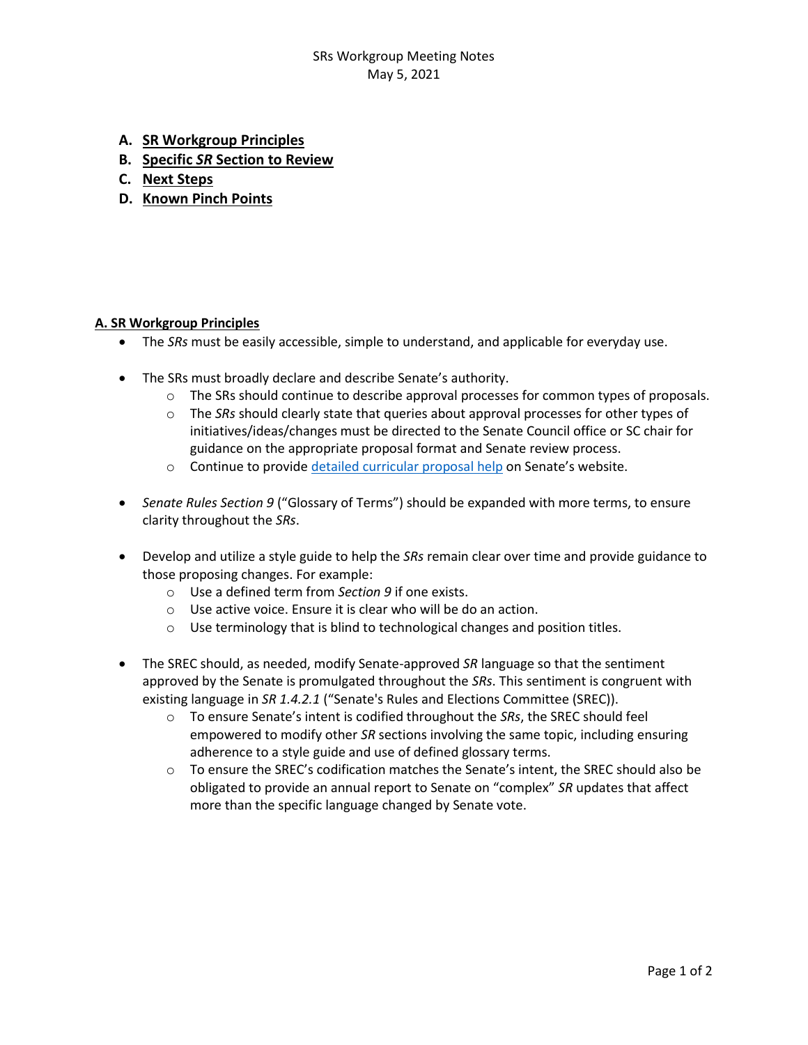SRs Workgroup Meeting Notes
May 5, 2021

A. **SR Workgroup Principles**
B. **Specific *SR* Section to Review**
C. **Next Steps**
D. **Known Pinch Points**

## A. SR Workgroup Principles

- The *SRs* must be easily accessible, simple to understand, and applicable for everyday use.

- The SRs must broadly declare and describe Senate's authority.
  - The SRs should continue to describe approval processes for common types of proposals.
  - The *SRs* should clearly state that queries about approval processes for other types of initiatives/ideas/changes must be directed to the Senate Council office or SC chair for guidance on the appropriate proposal format and Senate review process.
  - Continue to provide detailed curricular proposal help on Senate's website.

- *Senate Rules Section 9* ("Glossary of Terms") should be expanded with more terms, to ensure clarity throughout the *SRs*.

- Develop and utilize a style guide to help the *SRs* remain clear over time and provide guidance to those proposing changes. For example:
  - Use a defined term from *Section 9* if one exists.
  - Use active voice. Ensure it is clear who will be do an action.
  - Use terminology that is blind to technological changes and position titles.

- The SREC should, as needed, modify Senate-approved *SR* language so that the sentiment approved by the Senate is promulgated throughout the *SRs*. This sentiment is congruent with existing language in *SR 1.4.2.1* ("Senate's Rules and Elections Committee (SREC)).
  - To ensure Senate's intent is codified throughout the *SRs*, the SREC should feel empowered to modify other *SR* sections involving the same topic, including ensuring adherence to a style guide and use of defined glossary terms.
  - To ensure the SREC's codification matches the Senate's intent, the SREC should also be obligated to provide an annual report to Senate on "complex" *SR* updates that affect more than the specific language changed by Senate vote.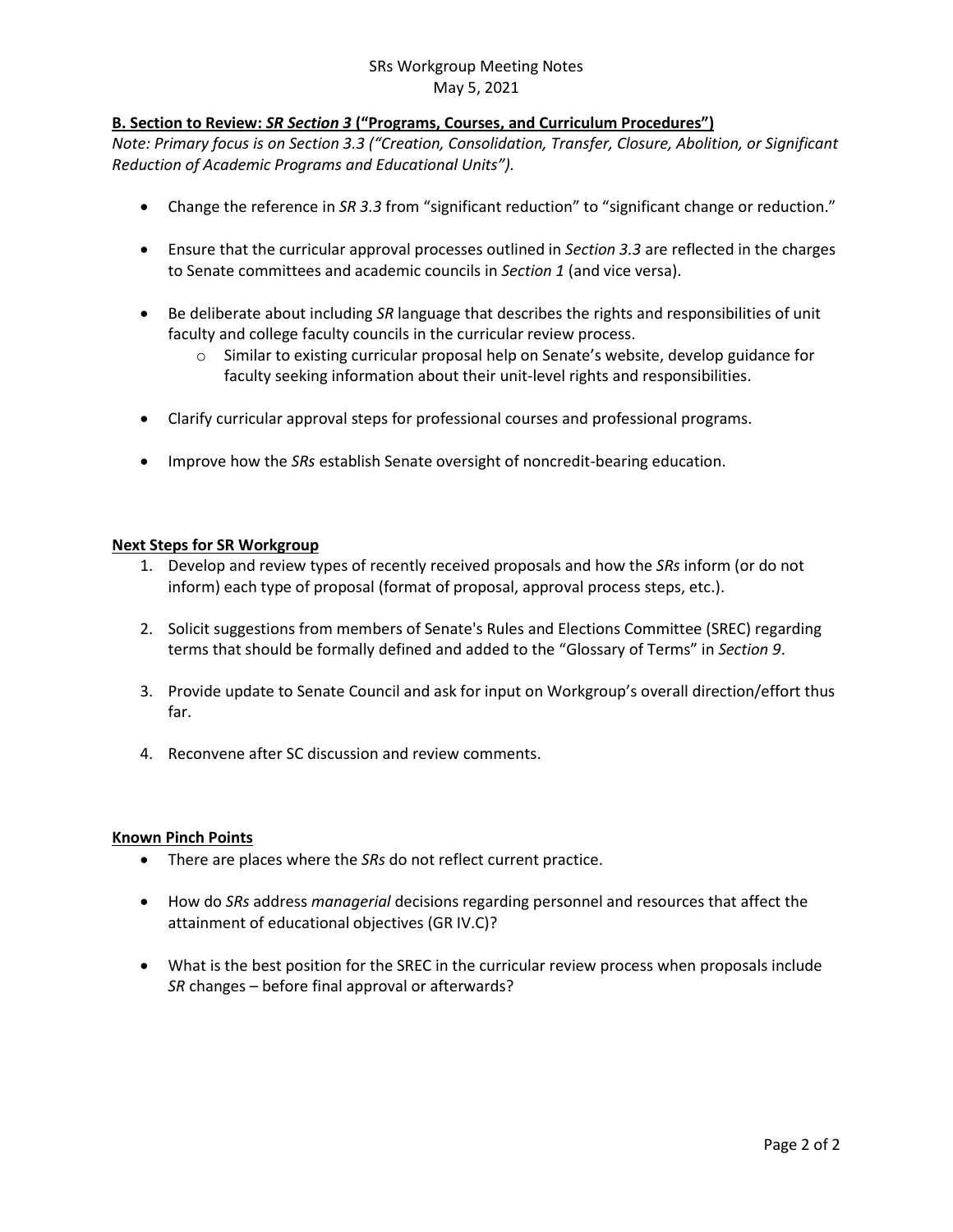SRs Workgroup Meeting Notes
May 5, 2021

**B. Section to Review: *SR Section 3* ("Programs, Courses, and Curriculum Procedures")**

*Note: Primary focus is on Section 3.3 ("Creation, Consolidation, Transfer, Closure, Abolition, or Significant Reduction of Academic Programs and Educational Units").*

- Change the reference in *SR 3.3* from "significant reduction" to "significant change or reduction."
- Ensure that the curricular approval processes outlined in *Section 3.3* are reflected in the charges to Senate committees and academic councils in *Section 1* (and vice versa).
- Be deliberate about including *SR* language that describes the rights and responsibilities of unit faculty and college faculty councils in the curricular review process.
    - Similar to existing curricular proposal help on Senate's website, develop guidance for faculty seeking information about their unit-level rights and responsibilities.
- Clarify curricular approval steps for professional courses and professional programs.
- Improve how the *SRs* establish Senate oversight of noncredit-bearing education.

**Next Steps for SR Workgroup**

1. Develop and review types of recently received proposals and how the *SRs* inform (or do not inform) each type of proposal (format of proposal, approval process steps, etc.).
2. Solicit suggestions from members of Senate's Rules and Elections Committee (SREC) regarding terms that should be formally defined and added to the "Glossary of Terms" in *Section 9*.
3. Provide update to Senate Council and ask for input on Workgroup's overall direction/effort thus far.
4. Reconvene after SC discussion and review comments.

**Known Pinch Points**

- There are places where the *SRs* do not reflect current practice.
- How do *SRs* address *managerial* decisions regarding personnel and resources that affect the attainment of educational objectives (GR IV.C)?
- What is the best position for the SREC in the curricular review process when proposals include *SR* changes – before final approval or afterwards?